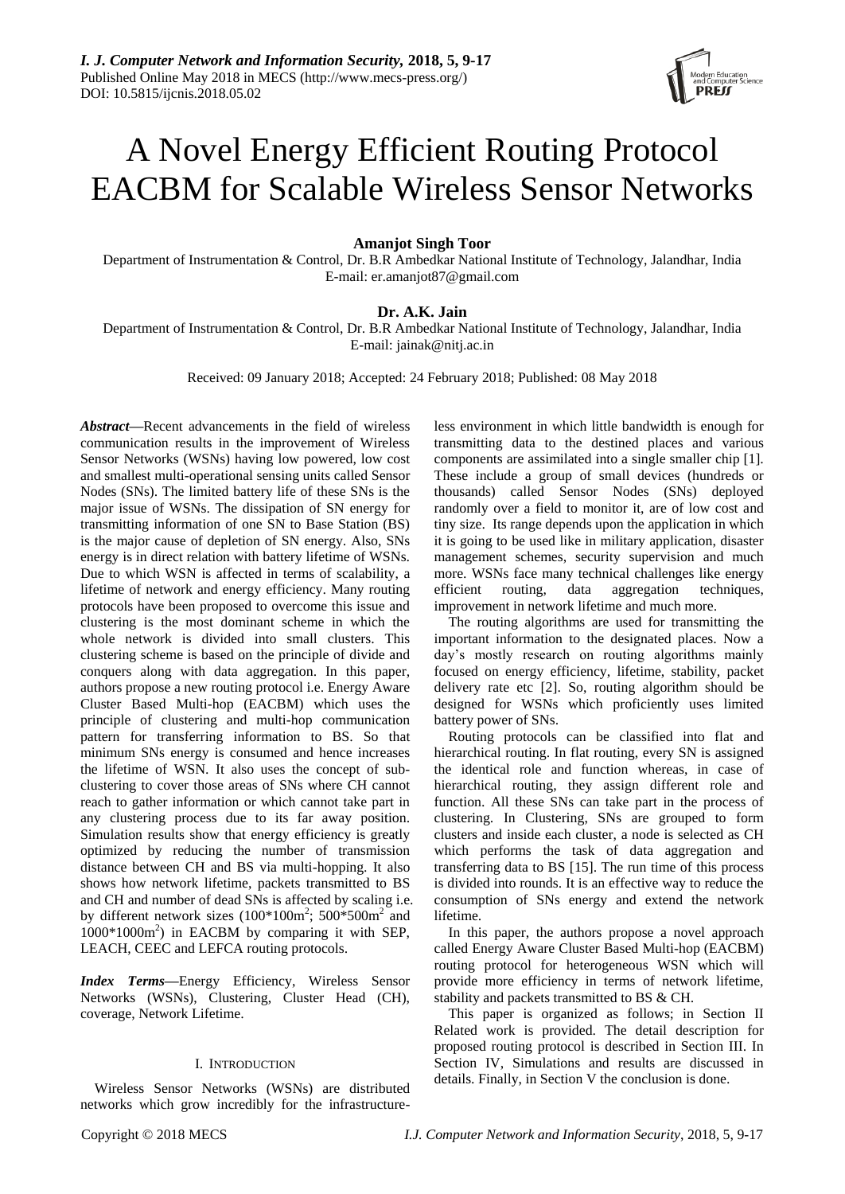# A Novel Energy Efficient Routing Protocol EACBM for Scalable Wireless Sensor Networks

**Amanjot Singh Toor**

Department of Instrumentation & Control, Dr. B.R Ambedkar National Institute of Technology, Jalandhar, India
E-mail: er.amanjot87@gmail.com

**Dr. A.K. Jain**

Department of Instrumentation & Control, Dr. B.R Ambedkar National Institute of Technology, Jalandhar, India
E-mail: jainak@nitj.ac.in

Received: 09 January 2018; Accepted: 24 February 2018; Published: 08 May 2018

***Abstract*—**Recent advancements in the field of wireless communication results in the improvement of Wireless Sensor Networks (WSNs) having low powered, low cost and smallest multi-operational sensing units called Sensor Nodes (SNs). The limited battery life of these SNs is the major issue of WSNs. The dissipation of SN energy for transmitting information of one SN to Base Station (BS) is the major cause of depletion of SN energy. Also, SNs energy is in direct relation with battery lifetime of WSNs. Due to which WSN is affected in terms of scalability, a lifetime of network and energy efficiency. Many routing protocols have been proposed to overcome this issue and clustering is the most dominant scheme in which the whole network is divided into small clusters. This clustering scheme is based on the principle of divide and conquers along with data aggregation. In this paper, authors propose a new routing protocol i.e. Energy Aware Cluster Based Multi-hop (EACBM) which uses the principle of clustering and multi-hop communication pattern for transferring information to BS. So that minimum SNs energy is consumed and hence increases the lifetime of WSN. It also uses the concept of sub-clustering to cover those areas of SNs where CH cannot reach to gather information or which cannot take part in any clustering process due to its far away position. Simulation results show that energy efficiency is greatly optimized by reducing the number of transmission distance between CH and BS via multi-hopping. It also shows how network lifetime, packets transmitted to BS and CH and number of dead SNs is affected by scaling i.e. by different network sizes ($100*100m^2$; $500*500m^2$ and $1000*1000m^2$) in EACBM by comparing it with SEP, LEACH, CEEC and LEFCA routing protocols.

***Index Terms*—**Energy Efficiency, Wireless Sensor Networks (WSNs), Clustering, Cluster Head (CH), coverage, Network Lifetime.

## I. Introduction

Wireless Sensor Networks (WSNs) are distributed networks which grow incredibly for the infrastructure-less environment in which little bandwidth is enough for transmitting data to the destined places and various components are assimilated into a single smaller chip [1]. These include a group of small devices (hundreds or thousands) called Sensor Nodes (SNs) deployed randomly over a field to monitor it, are of low cost and tiny size. Its range depends upon the application in which it is going to be used like in military application, disaster management schemes, security supervision and much more. WSNs face many technical challenges like energy efficient routing, data aggregation techniques, improvement in network lifetime and much more.

The routing algorithms are used for transmitting the important information to the designated places. Now a day's mostly research on routing algorithms mainly focused on energy efficiency, lifetime, stability, packet delivery rate etc [2]. So, routing algorithm should be designed for WSNs which proficiently uses limited battery power of SNs.

Routing protocols can be classified into flat and hierarchical routing. In flat routing, every SN is assigned the identical role and function whereas, in case of hierarchical routing, they assign different role and function. All these SNs can take part in the process of clustering. In Clustering, SNs are grouped to form clusters and inside each cluster, a node is selected as CH which performs the task of data aggregation and transferring data to BS [15]. The run time of this process is divided into rounds. It is an effective way to reduce the consumption of SNs energy and extend the network lifetime.

In this paper, the authors propose a novel approach called Energy Aware Cluster Based Multi-hop (EACBM) routing protocol for heterogeneous WSN which will provide more efficiency in terms of network lifetime, stability and packets transmitted to BS & CH.

This paper is organized as follows; in Section II Related work is provided. The detail description for proposed routing protocol is described in Section III. In Section IV, Simulations and results are discussed in details. Finally, in Section V the conclusion is done.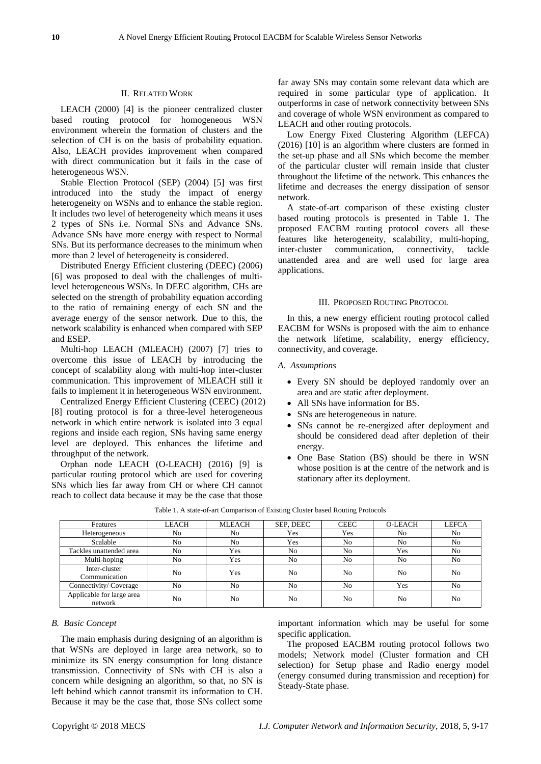## II. Related Work

LEACH (2000) [4] is the pioneer centralized cluster based routing protocol for homogeneous WSN environment wherein the formation of clusters and the selection of CH is on the basis of probability equation. Also, LEACH provides improvement when compared with direct communication but it fails in the case of heterogeneous WSN.

Stable Election Protocol (SEP) (2004) [5] was first introduced into the study the impact of energy heterogeneity on WSNs and to enhance the stable region. It includes two level of heterogeneity which means it uses 2 types of SNs i.e. Normal SNs and Advance SNs. Advance SNs have more energy with respect to Normal SNs. But its performance decreases to the minimum when more than 2 level of heterogeneity is considered.

Distributed Energy Efficient clustering (DEEC) (2006) [6] was proposed to deal with the challenges of multi-level heterogeneous WSNs. In DEEC algorithm, CHs are selected on the strength of probability equation according to the ratio of remaining energy of each SN and the average energy of the sensor network. Due to this, the network scalability is enhanced when compared with SEP and ESEP.

Multi-hop LEACH (MLEACH) (2007) [7] tries to overcome this issue of LEACH by introducing the concept of scalability along with multi-hop inter-cluster communication. This improvement of MLEACH still it fails to implement it in heterogeneous WSN environment.

Centralized Energy Efficient Clustering (CEEC) (2012) [8] routing protocol is for a three-level heterogeneous network in which entire network is isolated into 3 equal regions and inside each region, SNs having same energy level are deployed. This enhances the lifetime and throughput of the network.

Orphan node LEACH (O-LEACH) (2016) [9] is particular routing protocol which are used for covering SNs which lies far away from CH or where CH cannot reach to collect data because it may be the case that those far away SNs may contain some relevant data which are required in some particular type of application. It outperforms in case of network connectivity between SNs and coverage of whole WSN environment as compared to LEACH and other routing protocols.

Low Energy Fixed Clustering Algorithm (LEFCA) (2016) [10] is an algorithm where clusters are formed in the set-up phase and all SNs which become the member of the particular cluster will remain inside that cluster throughout the lifetime of the network. This enhances the lifetime and decreases the energy dissipation of sensor network.

A state-of-art comparison of these existing cluster based routing protocols is presented in Table 1. The proposed EACBM routing protocol covers all these features like heterogeneity, scalability, multi-hoping, inter-cluster communication, connectivity, tackle unattended area and are well used for large area applications.

## III. Proposed Routing Protocol

In this, a new energy efficient routing protocol called EACBM for WSNs is proposed with the aim to enhance the network lifetime, scalability, energy efficiency, connectivity, and coverage.

### A. Assumptions

- Every SN should be deployed randomly over an area and are static after deployment.
- All SNs have information for BS.
- SNs are heterogeneous in nature.
- SNs cannot be re-energized after deployment and should be considered dead after depletion of their energy.
- One Base Station (BS) should be there in WSN whose position is at the centre of the network and is stationary after its deployment.

Table 1. A state-of-art Comparison of Existing Cluster based Routing Protocols

| Features | LEACH | MLEACH | SEP, DEEC | CEEC | O-LEACH | LEFCA |
|---|---|---|---|---|---|---|
| Heterogeneous | No | No | Yes | Yes | No | No |
| Scalable | No | No | Yes | No | No | No |
| Tackles unattended area | No | Yes | No | No | Yes | No |
| Multi-hoping | No | Yes | No | No | No | No |
| Inter-cluster Communication | No | Yes | No | No | No | No |
| Connectivity/ Coverage | No | No | No | No | Yes | No |
| Applicable for large area network | No | No | No | No | No | No |

### B. Basic Concept

The main emphasis during designing of an algorithm is that WSNs are deployed in large area network, so to minimize its SN energy consumption for long distance transmission. Connectivity of SNs with CH is also a concern while designing an algorithm, so that, no SN is left behind which cannot transmit its information to CH. Because it may be the case that, those SNs collect some important information which may be useful for some specific application.

The proposed EACBM routing protocol follows two models; Network model (Cluster formation and CH selection) for Setup phase and Radio energy model (energy consumed during transmission and reception) for Steady-State phase.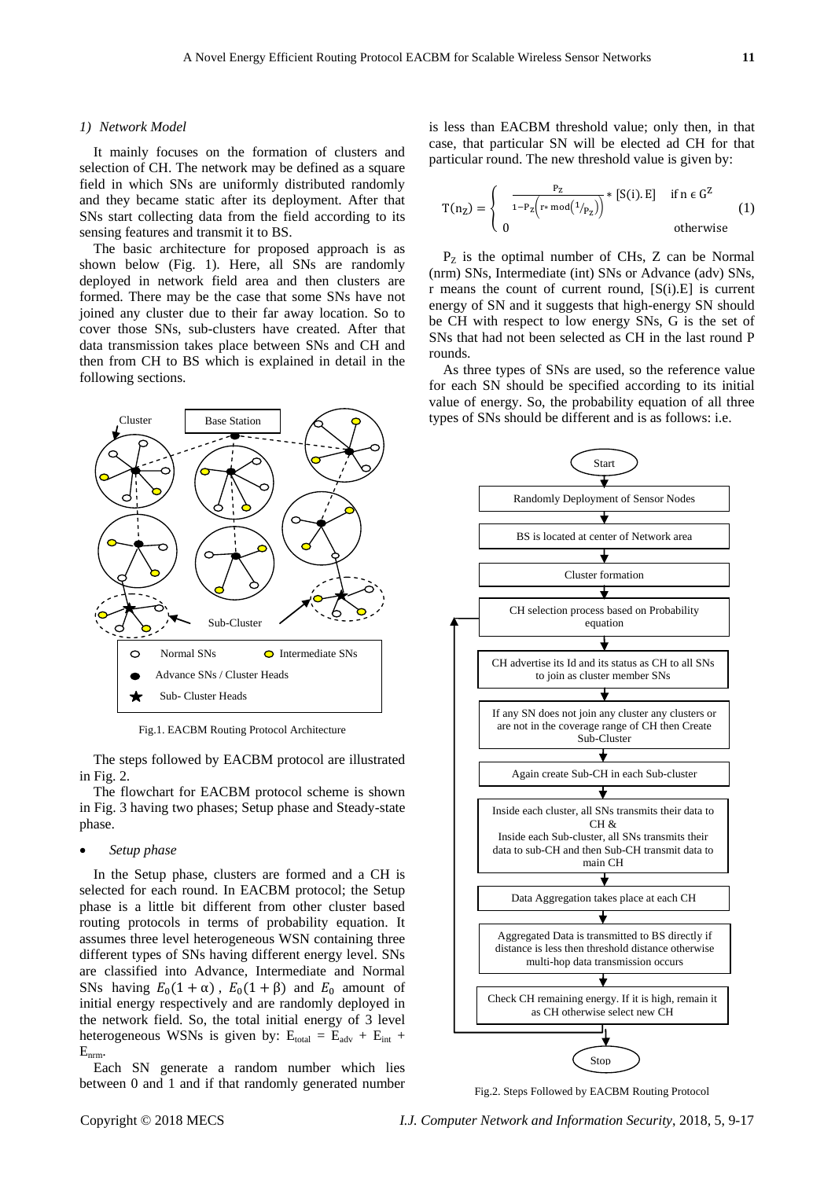#### 1) Network Model

It mainly focuses on the formation of clusters and selection of CH. The network may be defined as a square field in which SNs are uniformly distributed randomly and they became static after its deployment. After that SNs start collecting data from the field according to its sensing features and transmit it to BS.

The basic architecture for proposed approach is as shown below (Fig. 1). Here, all SNs are randomly deployed in network field area and then clusters are formed. There may be the case that some SNs have not joined any cluster due to their far away location. So to cover those SNs, sub-clusters have created. After that data transmission takes place between SNs and CH and then from CH to BS which is explained in detail in the following sections.

Fig.1. EACBM Routing Protocol Architecture

The steps followed by EACBM protocol are illustrated in Fig. 2.

The flowchart for EACBM protocol scheme is shown in Fig. 3 having two phases; Setup phase and Steady-state phase.

- *Setup phase*

In the Setup phase, clusters are formed and a CH is selected for each round. In EACBM protocol; the Setup phase is a little bit different from other cluster based routing protocols in terms of probability equation. It assumes three level heterogeneous WSN containing three different types of SNs having different energy level. SNs are classified into Advance, Intermediate and Normal SNs having $E_0(1+\alpha)$, $E_0(1+\beta)$ and $E_0$ amount of initial energy respectively and are randomly deployed in the network field. So, the total initial energy of 3 level heterogeneous WSNs is given by: $E_{total} = E_{adv} + E_{int} + E_{nrm}$.

Each SN generate a random number which lies between 0 and 1 and if that randomly generated number is less than EACBM threshold value; only then, in that case, that particular SN will be elected ad CH for that particular round. The new threshold value is given by:

$$T(n_Z) = \begin{cases} \frac{P_Z}{1-P_Z\left(r * \bmod\left(1/P_Z\right)\right)} * [S(i).E] & \text{if } n \in G^Z \\ 0 & \text{otherwise} \end{cases} \quad (1)$$

$P_Z$ is the optimal number of CHs, Z can be Normal (nrm) SNs, Intermediate (int) SNs or Advance (adv) SNs, r means the count of current round, [S(i).E] is current energy of SN and it suggests that high-energy SN should be CH with respect to low energy SNs, G is the set of SNs that had not been selected as CH in the last round P rounds.

As three types of SNs are used, so the reference value for each SN should be specified according to its initial value of energy. So, the probability equation of all three types of SNs should be different and is as follows: i.e.

Fig.2. Steps Followed by EACBM Routing Protocol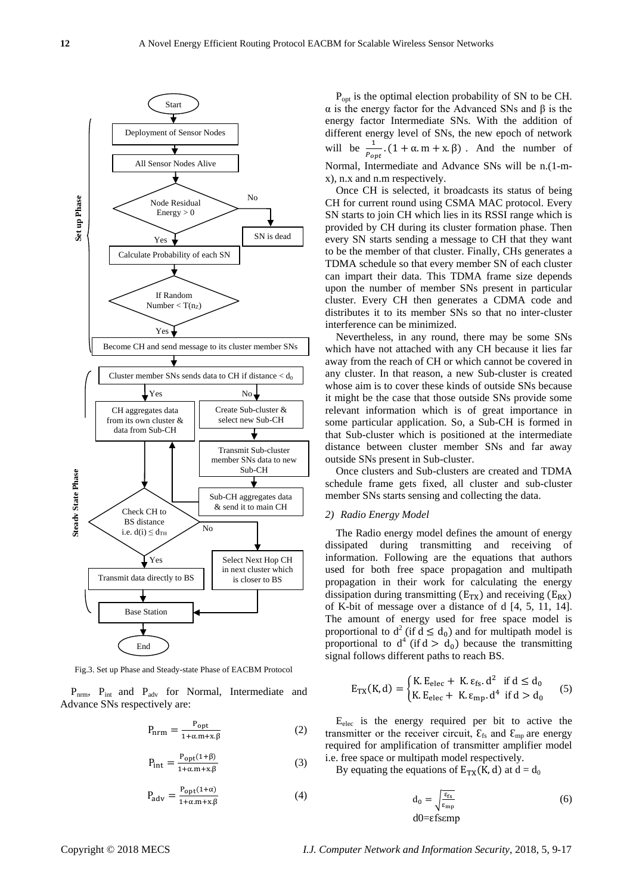Fig.3. Set up Phase and Steady-state Phase of EACBM Protocol

$P_{nrm}$, $P_{int}$ and $P_{adv}$ for Normal, Intermediate and Advance SNs respectively are:

$$P_{nrm} = \frac{P_{opt}}{1+\alpha.m+x.\beta} \tag{2}$$

$$P_{int} = \frac{P_{opt}(1+\beta)}{1+\alpha.m+x.\beta} \tag{3}$$

$$P_{adv} = \frac{P_{opt}(1+\alpha)}{1+\alpha.m+x.\beta} \tag{4}$$

$P_{opt}$ is the optimal election probability of SN to be CH. α is the energy factor for the Advanced SNs and β is the energy factor Intermediate SNs. With the addition of different energy level of SNs, the new epoch of network will be $\frac{1}{P_{opt}}.(1+\alpha.m+x.\beta)$. And the number of Normal, Intermediate and Advance SNs will be n.(1-m-x), n.x and n.m respectively.

Once CH is selected, it broadcasts its status of being CH for current round using CSMA MAC protocol. Every SN starts to join CH which lies in its RSSI range which is provided by CH during its cluster formation phase. Then every SN starts sending a message to CH that they want to be the member of that cluster. Finally, CHs generates a TDMA schedule so that every member SN of each cluster can impart their data. This TDMA frame size depends upon the number of member SNs present in particular cluster. Every CH then generates a CDMA code and distributes it to its member SNs so that no inter-cluster interference can be minimized.

Nevertheless, in any round, there may be some SNs which have not attached with any CH because it lies far away from the reach of CH or which cannot be covered in any cluster. In that reason, a new Sub-cluster is created whose aim is to cover these kinds of outside SNs because it might be the case that those outside SNs provide some relevant information which is of great importance in some particular application. So, a Sub-CH is formed in that Sub-cluster which is positioned at the intermediate distance between cluster member SNs and far away outside SNs present in Sub-cluster.

Once clusters and Sub-clusters are created and TDMA schedule frame gets fixed, all cluster and sub-cluster member SNs starts sensing and collecting the data.

*2) Radio Energy Model*

The Radio energy model defines the amount of energy dissipated during transmitting and receiving of information. Following are the equations that authors used for both free space propagation and multipath propagation in their work for calculating the energy dissipation during transmitting ($E_{TX}$) and receiving ($E_{RX}$) of K-bit of message over a distance of d [4, 5, 11, 14]. The amount of energy used for free space model is proportional to $d^2$ (if $d \leq d_0$) and for multipath model is proportional to $d^4$ (if $d > d_0$) because the transmitting signal follows different paths to reach BS.

$$E_{TX}(K,d) = \begin{cases} K.E_{elec} + K.\varepsilon_{fs}.d^2 & \text{if } d \leq d_0 \\ K.E_{elec} + K.\varepsilon_{mp}.d^4 & \text{if } d > d_0 \end{cases} \tag{5}$$

$E_{elec}$ is the energy required per bit to active the transmitter or the receiver circuit, $\varepsilon_{fs}$ and $\varepsilon_{mp}$ are energy required for amplification of transmitter amplifier model i.e. free space or multipath model respectively.

By equating the equations of $E_{TX}(K,d)$ at $d = d_0$

$$d_0 = \sqrt{\frac{\varepsilon_{fs}}{\varepsilon_{mp}}} \tag{6}$$

d0=εfsεmp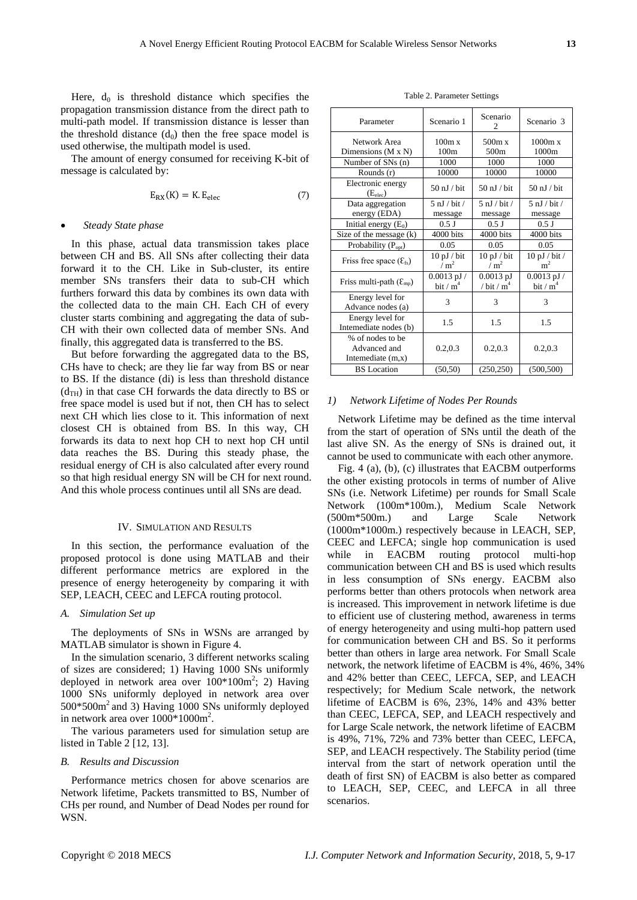Here, $d_0$ is threshold distance which specifies the propagation transmission distance from the direct path to multi-path model. If transmission distance is lesser than the threshold distance ($d_0$) then the free space model is used otherwise, the multipath model is used.

The amount of energy consumed for receiving K-bit of message is calculated by:

$$E_{RX}(K) = K.E_{elec} \tag{7}$$

- *Steady State phase*

In this phase, actual data transmission takes place between CH and BS. All SNs after collecting their data forward it to the CH. Like in Sub-cluster, its entire member SNs transfers their data to sub-CH which furthers forward this data by combines its own data with the collected data to the main CH. Each CH of every cluster starts combining and aggregating the data of sub-CH with their own collected data of member SNs. And finally, this aggregated data is transferred to the BS.

But before forwarding the aggregated data to the BS, CHs have to check; are they lie far way from BS or near to BS. If the distance (di) is less than threshold distance ($d_{TH}$) in that case CH forwards the data directly to BS or free space model is used but if not, then CH has to select next CH which lies close to it. This information of next closest CH is obtained from BS. In this way, CH forwards its data to next hop CH to next hop CH until data reaches the BS. During this steady phase, the residual energy of CH is also calculated after every round so that high residual energy SN will be CH for next round. And this whole process continues until all SNs are dead.

## IV. Simulation and Results

In this section, the performance evaluation of the proposed protocol is done using MATLAB and their different performance metrics are explored in the presence of energy heterogeneity by comparing it with SEP, LEACH, CEEC and LEFCA routing protocol.

### A. Simulation Set up

The deployments of SNs in WSNs are arranged by MATLAB simulator is shown in Figure 4.

In the simulation scenario, 3 different networks scaling of sizes are considered; 1) Having 1000 SNs uniformly deployed in network area over $100*100m^2$; 2) Having 1000 SNs uniformly deployed in network area over $500*500m^2$ and 3) Having 1000 SNs uniformly deployed in network area over $1000*1000m^2$.

The various parameters used for simulation setup are listed in Table 2 [12, 13].

Table 2. Parameter Settings

| Parameter | Scenario 1 | Scenario 2 | Scenario 3 |
|---|---|---|---|
| Network Area Dimensions (M x N) | 100m x 100m | 500m x 500m | 1000m x 1000m |
| Number of SNs (n) | 1000 | 1000 | 1000 |
| Rounds (r) | 10000 | 10000 | 10000 |
| Electronic energy ($E_{elec}$) | 50 nJ / bit | 50 nJ / bit | 50 nJ / bit |
| Data aggregation energy (EDA) | 5 nJ / bit / message | 5 nJ / bit / message | 5 nJ / bit / message |
| Initial energy ($E_0$) | 0.5 J | 0.5 J | 0.5 J |
| Size of the message (k) | 4000 bits | 4000 bits | 4000 bits |
| Probability ($P_{opt}$) | 0.05 | 0.05 | 0.05 |
| Friss free space ($\mathcal{E}_{fs}$) | 10 pJ / bit / $m^2$ | 10 pJ / bit / $m^2$ | 10 pJ / bit / $m^2$ |
| Friss multi-path ($\mathcal{E}_{mp}$) | 0.0013 pJ / bit / $m^4$ | 0.0013 pJ / bit / $m^4$ | 0.0013 pJ / bit / $m^4$ |
| Energy level for Advance nodes (a) | 3 | 3 | 3 |
| Energy level for Intemediate nodes (b) | 1.5 | 1.5 | 1.5 |
| % of nodes to be Advanced and Intemediate (m,x) | 0.2,0.3 | 0.2,0.3 | 0.2,0.3 |
| BS Location | (50,50) | (250,250) | (500,500) |

### B. Results and Discussion

Performance metrics chosen for above scenarios are Network lifetime, Packets transmitted to BS, Number of CHs per round, and Number of Dead Nodes per round for WSN.

#### 1) Network Lifetime of Nodes Per Rounds

Network Lifetime may be defined as the time interval from the start of operation of SNs until the death of the last alive SN. As the energy of SNs is drained out, it cannot be used to communicate with each other anymore.

Fig. 4 (a), (b), (c) illustrates that EACBM outperforms the other existing protocols in terms of number of Alive SNs (i.e. Network Lifetime) per rounds for Small Scale Network (100m*100m.), Medium Scale Network (500m*500m.) and Large Scale Network (1000m*1000m.) respectively because in LEACH, SEP, CEEC and LEFCA; single hop communication is used while in EACBM routing protocol multi-hop communication between CH and BS is used which results in less consumption of SNs energy. EACBM also performs better than others protocols when network area is increased. This improvement in network lifetime is due to efficient use of clustering method, awareness in terms of energy heterogeneity and using multi-hop pattern used for communication between CH and BS. So it performs better than others in large area network. For Small Scale network, the network lifetime of EACBM is 4%, 46%, 34% and 42% better than CEEC, LEFCA, SEP, and LEACH respectively; for Medium Scale network, the network lifetime of EACBM is 6%, 23%, 14% and 43% better than CEEC, LEFCA, SEP, and LEACH respectively and for Large Scale network, the network lifetime of EACBM is 49%, 71%, 72% and 73% better than CEEC, LEFCA, SEP, and LEACH respectively. The Stability period (time interval from the start of network operation until the death of first SN) of EACBM is also better as compared to LEACH, SEP, CEEC, and LEFCA in all three scenarios.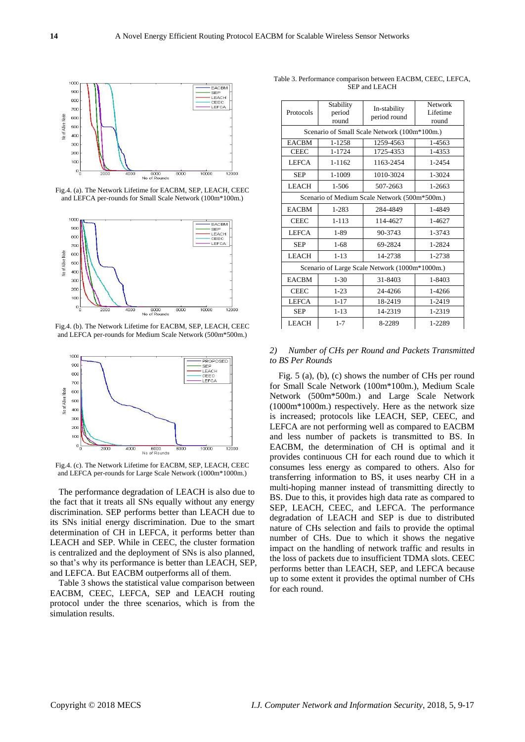Fig.4. (a). The Network Lifetime for EACBM, SEP, LEACH, CEEC and LEFCA per-rounds for Small Scale Network (100m*100m.)

Fig.4. (b). The Network Lifetime for EACBM, SEP, LEACH, CEEC and LEFCA per-rounds for Medium Scale Network (500m*500m.)

Fig.4. (c). The Network Lifetime for EACBM, SEP, LEACH, CEEC and LEFCA per-rounds for Large Scale Network (1000m*1000m.)

The performance degradation of LEACH is also due to the fact that it treats all SNs equally without any energy discrimination. SEP performs better than LEACH due to its SNs initial energy discrimination. Due to the smart determination of CH in LEFCA, it performs better than LEACH and SEP. While in CEEC, the cluster formation is centralized and the deployment of SNs is also planned, so that's why its performance is better than LEACH, SEP, and LEFCA. But EACBM outperforms all of them.

Table 3 shows the statistical value comparison between EACBM, CEEC, LEFCA, SEP and LEACH routing protocol under the three scenarios, which is from the simulation results.

Table 3. Performance comparison between EACBM, CEEC, LEFCA, SEP and LEACH

| Protocols | Stability period round | In-stability period round | Network Lifetime round |
|---|---|---|---|
| Scenario of Small Scale Network (100m*100m.) | | | |
| EACBM | 1-1258 | 1259-4563 | 1-4563 |
| CEEC | 1-1724 | 1725-4353 | 1-4353 |
| LEFCA | 1-1162 | 1163-2454 | 1-2454 |
| SEP | 1-1009 | 1010-3024 | 1-3024 |
| LEACH | 1-506 | 507-2663 | 1-2663 |
| Scenario of Medium Scale Network (500m*500m.) | | | |
| EACBM | 1-283 | 284-4849 | 1-4849 |
| CEEC | 1-113 | 114-4627 | 1-4627 |
| LEFCA | 1-89 | 90-3743 | 1-3743 |
| SEP | 1-68 | 69-2824 | 1-2824 |
| LEACH | 1-13 | 14-2738 | 1-2738 |
| Scenario of Large Scale Network (1000m*1000m.) | | | |
| EACBM | 1-30 | 31-8403 | 1-8403 |
| CEEC | 1-23 | 24-4266 | 1-4266 |
| LEFCA | 1-17 | 18-2419 | 1-2419 |
| SEP | 1-13 | 14-2319 | 1-2319 |
| LEACH | 1-7 | 8-2289 | 1-2289 |

### *2) Number of CHs per Round and Packets Transmitted to BS Per Rounds*

Fig. 5 (a), (b), (c) shows the number of CHs per round for Small Scale Network (100m*100m.), Medium Scale Network (500m*500m.) and Large Scale Network (1000m*1000m.) respectively. Here as the network size is increased; protocols like LEACH, SEP, CEEC, and LEFCA are not performing well as compared to EACBM and less number of packets is transmitted to BS. In EACBM, the determination of CH is optimal and it provides continuous CH for each round due to which it consumes less energy as compared to others. Also for transferring information to BS, it uses nearby CH in a multi-hoping manner instead of transmitting directly to BS. Due to this, it provides high data rate as compared to SEP, LEACH, CEEC, and LEFCA. The performance degradation of LEACH and SEP is due to distributed nature of CHs selection and fails to provide the optimal number of CHs. Due to which it shows the negative impact on the handling of network traffic and results in the loss of packets due to insufficient TDMA slots. CEEC performs better than LEACH, SEP, and LEFCA because up to some extent it provides the optimal number of CHs for each round.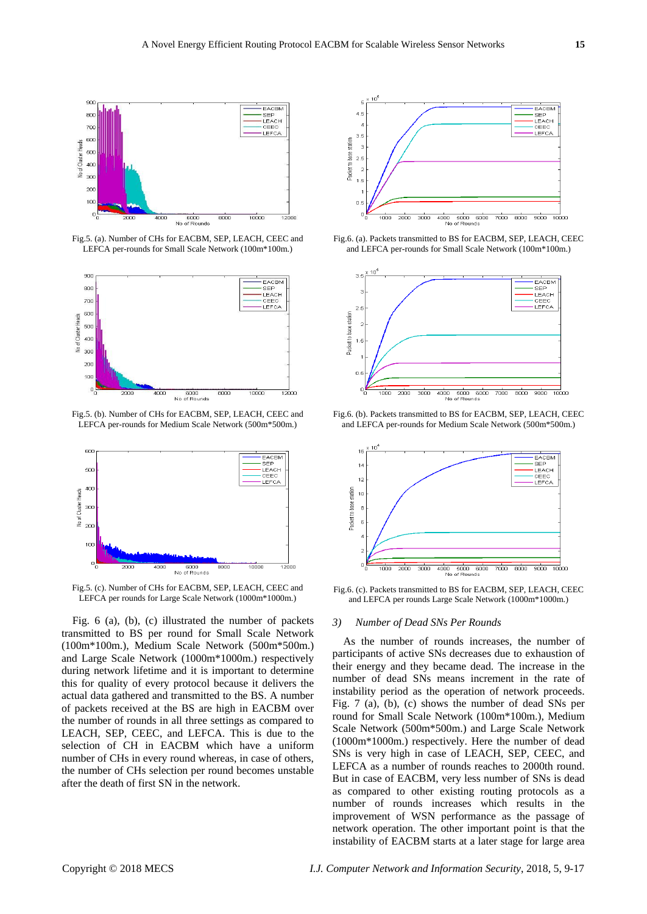Fig.5. (a). Number of CHs for EACBM, SEP, LEACH, CEEC and LEFCA per-rounds for Small Scale Network (100m*100m.)

Fig.6. (a). Packets transmitted to BS for EACBM, SEP, LEACH, CEEC and LEFCA per-rounds for Small Scale Network (100m*100m.)

Fig.5. (b). Number of CHs for EACBM, SEP, LEACH, CEEC and LEFCA per-rounds for Medium Scale Network (500m*500m.)

Fig.6. (b). Packets transmitted to BS for EACBM, SEP, LEACH, CEEC and LEFCA per-rounds for Medium Scale Network (500m*500m.)

Fig.5. (c). Number of CHs for EACBM, SEP, LEACH, CEEC and LEFCA per rounds for Large Scale Network (1000m*1000m.)

Fig.6. (c). Packets transmitted to BS for EACBM, SEP, LEACH, CEEC and LEFCA per rounds Large Scale Network (1000m*1000m.)

Fig. 6 (a), (b), (c) illustrated the number of packets transmitted to BS per round for Small Scale Network (100m*100m.), Medium Scale Network (500m*500m.) and Large Scale Network (1000m*1000m.) respectively during network lifetime and it is important to determine this for quality of every protocol because it delivers the actual data gathered and transmitted to the BS. A number of packets received at the BS are high in EACBM over the number of rounds in all three settings as compared to LEACH, SEP, CEEC, and LEFCA. This is due to the selection of CH in EACBM which have a uniform number of CHs in every round whereas, in case of others, the number of CHs selection per round becomes unstable after the death of first SN in the network.

### *3) Number of Dead SNs Per Rounds*

As the number of rounds increases, the number of participants of active SNs decreases due to exhaustion of their energy and they became dead. The increase in the number of dead SNs means increment in the rate of instability period as the operation of network proceeds. Fig. 7 (a), (b), (c) shows the number of dead SNs per round for Small Scale Network (100m*100m.), Medium Scale Network (500m*500m.) and Large Scale Network (1000m*1000m.) respectively. Here the number of dead SNs is very high in case of LEACH, SEP, CEEC, and LEFCA as a number of rounds reaches to 2000th round. But in case of EACBM, very less number of SNs is dead as compared to other existing routing protocols as a number of rounds increases which results in the improvement of WSN performance as the passage of network operation. The other important point is that the instability of EACBM starts at a later stage for large area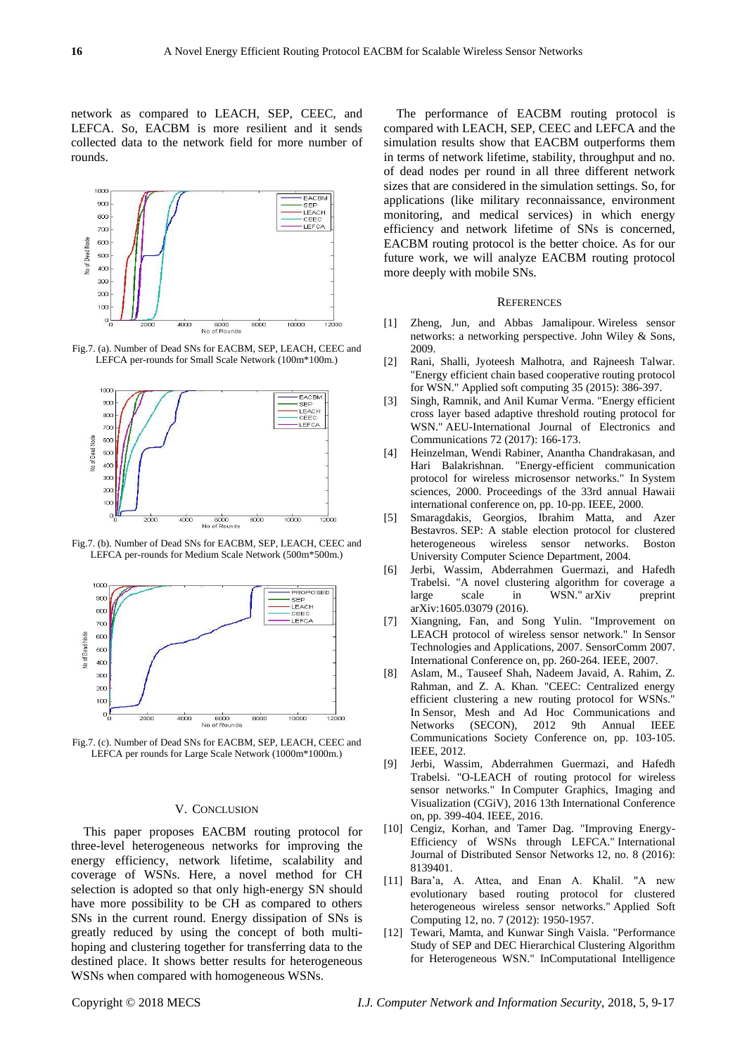network as compared to LEACH, SEP, CEEC, and LEFCA. So, EACBM is more resilient and it sends collected data to the network field for more number of rounds.

Fig.7. (a). Number of Dead SNs for EACBM, SEP, LEACH, CEEC and LEFCA per-rounds for Small Scale Network (100m*100m.)

Fig.7. (b). Number of Dead SNs for EACBM, SEP, LEACH, CEEC and LEFCA per-rounds for Medium Scale Network (500m*500m.)

Fig.7. (c). Number of Dead SNs for EACBM, SEP, LEACH, CEEC and LEFCA per rounds for Large Scale Network (1000m*1000m.)

## V. Conclusion

This paper proposes EACBM routing protocol for three-level heterogeneous networks for improving the energy efficiency, network lifetime, scalability and coverage of WSNs. Here, a novel method for CH selection is adopted so that only high-energy SN should have more possibility to be CH as compared to others SNs in the current round. Energy dissipation of SNs is greatly reduced by using the concept of both multi-hoping and clustering together for transferring data to the destined place. It shows better results for heterogeneous WSNs when compared with homogeneous WSNs.

The performance of EACBM routing protocol is compared with LEACH, SEP, CEEC and LEFCA and the simulation results show that EACBM outperforms them in terms of network lifetime, stability, throughput and no. of dead nodes per round in all three different network sizes that are considered in the simulation settings. So, for applications (like military reconnaissance, environment monitoring, and medical services) in which energy efficiency and network lifetime of SNs is concerned, EACBM routing protocol is the better choice. As for our future work, we will analyze EACBM routing protocol more deeply with mobile SNs.

## References

[1] Zheng, Jun, and Abbas Jamalipour. Wireless sensor networks: a networking perspective. John Wiley & Sons, 2009.

[2] Rani, Shalli, Jyoteesh Malhotra, and Rajneesh Talwar. "Energy efficient chain based cooperative routing protocol for WSN." Applied soft computing 35 (2015): 386-397.

[3] Singh, Ramnik, and Anil Kumar Verma. "Energy efficient cross layer based adaptive threshold routing protocol for WSN." AEU-International Journal of Electronics and Communications 72 (2017): 166-173.

[4] Heinzelman, Wendi Rabiner, Anantha Chandrakasan, and Hari Balakrishnan. "Energy-efficient communication protocol for wireless microsensor networks." In System sciences, 2000. Proceedings of the 33rd annual Hawaii international conference on, pp. 10-pp. IEEE, 2000.

[5] Smaragdakis, Georgios, Ibrahim Matta, and Azer Bestavros. SEP: A stable election protocol for clustered heterogeneous wireless sensor networks. Boston University Computer Science Department, 2004.

[6] Jerbi, Wassim, Abderrahmen Guermazi, and Hafedh Trabelsi. "A novel clustering algorithm for coverage a large scale in WSN." arXiv preprint arXiv:1605.03079 (2016).

[7] Xiangning, Fan, and Song Yulin. "Improvement on LEACH protocol of wireless sensor network." In Sensor Technologies and Applications, 2007. SensorComm 2007. International Conference on, pp. 260-264. IEEE, 2007.

[8] Aslam, M., Tauseef Shah, Nadeem Javaid, A. Rahim, Z. Rahman, and Z. A. Khan. "CEEC: Centralized energy efficient clustering a new routing protocol for WSNs." In Sensor, Mesh and Ad Hoc Communications and Networks (SECON), 2012 9th Annual IEEE Communications Society Conference on, pp. 103-105. IEEE, 2012.

[9] Jerbi, Wassim, Abderrahmen Guermazi, and Hafedh Trabelsi. "O-LEACH of routing protocol for wireless sensor networks." In Computer Graphics, Imaging and Visualization (CGiV), 2016 13th International Conference on, pp. 399-404. IEEE, 2016.

[10] Cengiz, Korhan, and Tamer Dag. "Improving Energy-Efficiency of WSNs through LEFCA." International Journal of Distributed Sensor Networks 12, no. 8 (2016): 8139401.

[11] Bara'a, A. Attea, and Enan A. Khalil. "A new evolutionary based routing protocol for clustered heterogeneous wireless sensor networks." Applied Soft Computing 12, no. 7 (2012): 1950-1957.

[12] Tewari, Mamta, and Kunwar Singh Vaisla. "Performance Study of SEP and DEC Hierarchical Clustering Algorithm for Heterogeneous WSN." InComputational Intelligence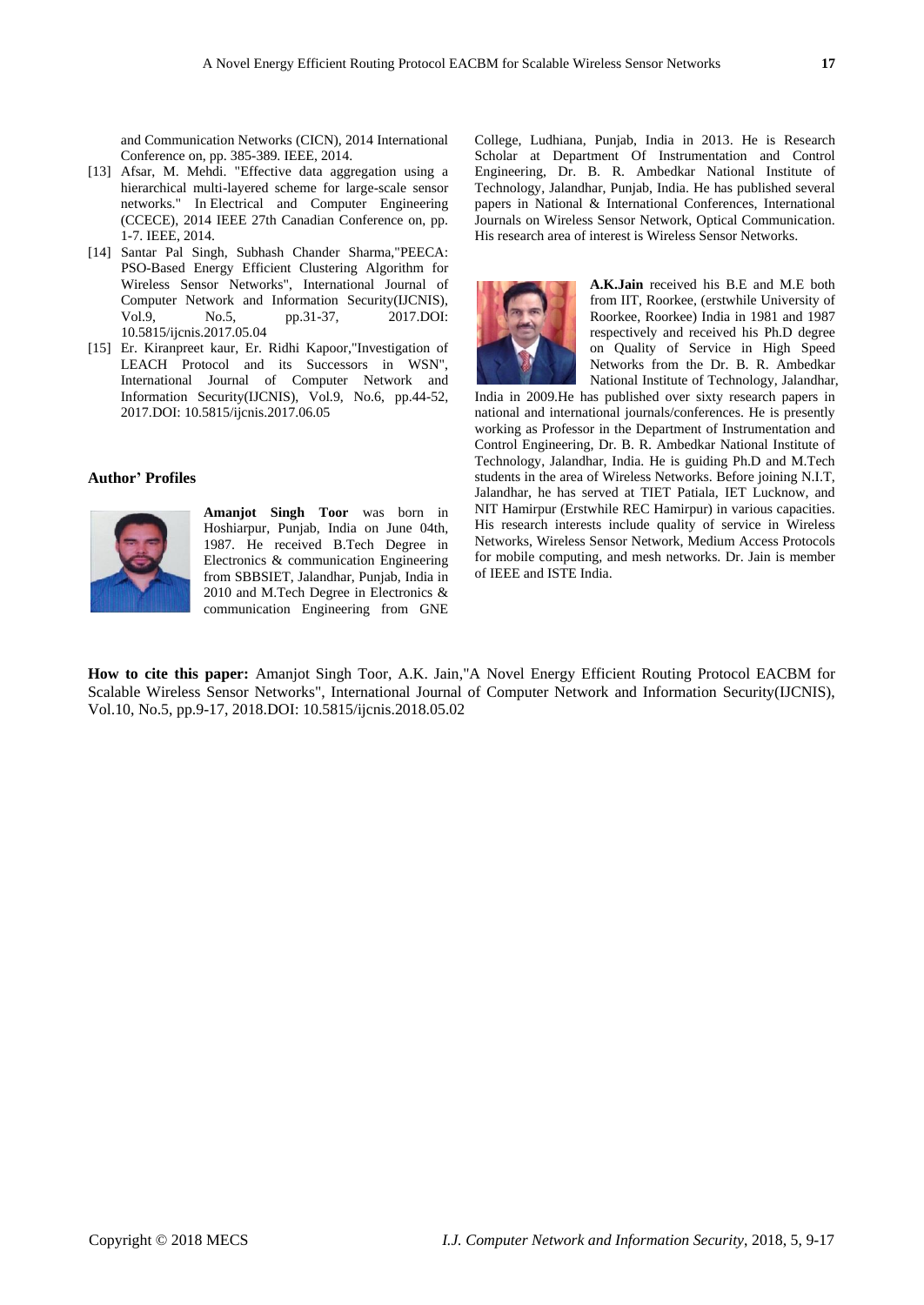and Communication Networks (CICN), 2014 International Conference on, pp. 385-389. IEEE, 2014.

[13] Afsar, M. Mehdi. "Effective data aggregation using a hierarchical multi-layered scheme for large-scale sensor networks." In Electrical and Computer Engineering (CCECE), 2014 IEEE 27th Canadian Conference on, pp. 1-7. IEEE, 2014.

[14] Santar Pal Singh, Subhash Chander Sharma,"PEECA: PSO-Based Energy Efficient Clustering Algorithm for Wireless Sensor Networks", International Journal of Computer Network and Information Security(IJCNIS), Vol.9, No.5, pp.31-37, 2017.DOI: 10.5815/ijcnis.2017.05.04

[15] Er. Kiranpreet kaur, Er. Ridhi Kapoor,"Investigation of LEACH Protocol and its Successors in WSN", International Journal of Computer Network and Information Security(IJCNIS), Vol.9, No.6, pp.44-52, 2017.DOI: 10.5815/ijcnis.2017.06.05

**Author' Profiles**

**Amanjot Singh Toor** was born in Hoshiarpur, Punjab, India on June 04th, 1987. He received B.Tech Degree in Electronics & communication Engineering from SBBSIET, Jalandhar, Punjab, India in 2010 and M.Tech Degree in Electronics & communication Engineering from GNE College, Ludhiana, Punjab, India in 2013. He is Research Scholar at Department Of Instrumentation and Control Engineering, Dr. B. R. Ambedkar National Institute of Technology, Jalandhar, Punjab, India. He has published several papers in National & International Conferences, International Journals on Wireless Sensor Network, Optical Communication. His research area of interest is Wireless Sensor Networks.

**A.K.Jain** received his B.E and M.E both from IIT, Roorkee, (erstwhile University of Roorkee, Roorkee) India in 1981 and 1987 respectively and received his Ph.D degree on Quality of Service in High Speed Networks from the Dr. B. R. Ambedkar National Institute of Technology, Jalandhar, India in 2009.He has published over sixty research papers in national and international journals/conferences. He is presently working as Professor in the Department of Instrumentation and Control Engineering, Dr. B. R. Ambedkar National Institute of Technology, Jalandhar, India. He is guiding Ph.D and M.Tech students in the area of Wireless Networks. Before joining N.I.T, Jalandhar, he has served at TIET Patiala, IET Lucknow, and NIT Hamirpur (Erstwhile REC Hamirpur) in various capacities. His research interests include quality of service in Wireless Networks, Wireless Sensor Network, Medium Access Protocols for mobile computing, and mesh networks. Dr. Jain is member of IEEE and ISTE India.

**How to cite this paper:** Amanjot Singh Toor, A.K. Jain,"A Novel Energy Efficient Routing Protocol EACBM for Scalable Wireless Sensor Networks", International Journal of Computer Network and Information Security(IJCNIS), Vol.10, No.5, pp.9-17, 2018.DOI: 10.5815/ijcnis.2018.05.02